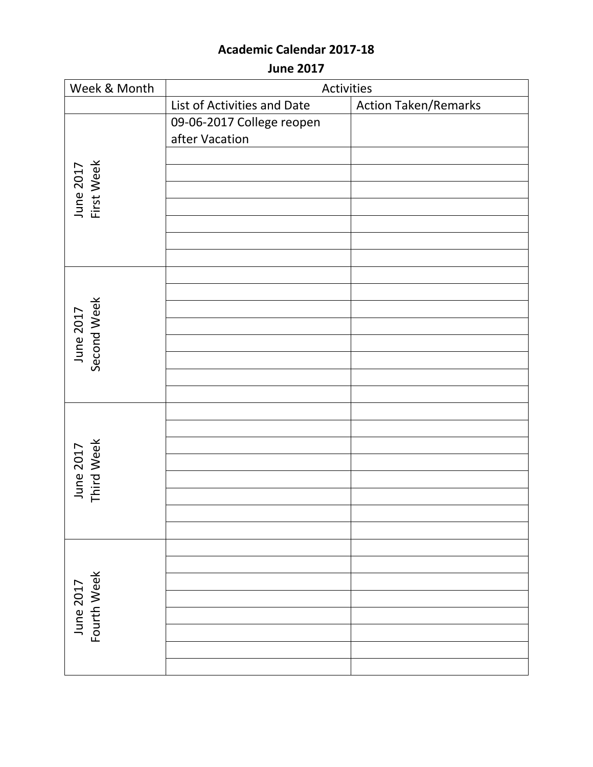**Academic Calendar 2017-18**

**June 2017**

| Week & Month | Activities | |
|---|---|---|
| | List of Activities and Date | Action Taken/Remarks |
| June 2017 First Week | 09-06-2017 College reopen after Vacation | |
| | | |
| | | |
| | | |
| | | |
| | | |
| | | |
| | | |
| June 2017 Second Week | | |
| | | |
| | | |
| | | |
| | | |
| | | |
| | | |
| | | |
| June 2017 Third Week | | |
| | | |
| | | |
| | | |
| | | |
| | | |
| | | |
| | | |
| June 2017 Fourth Week | | |
| | | |
| | | |
| | | |
| | | |
| | | |
| | | |
| | | |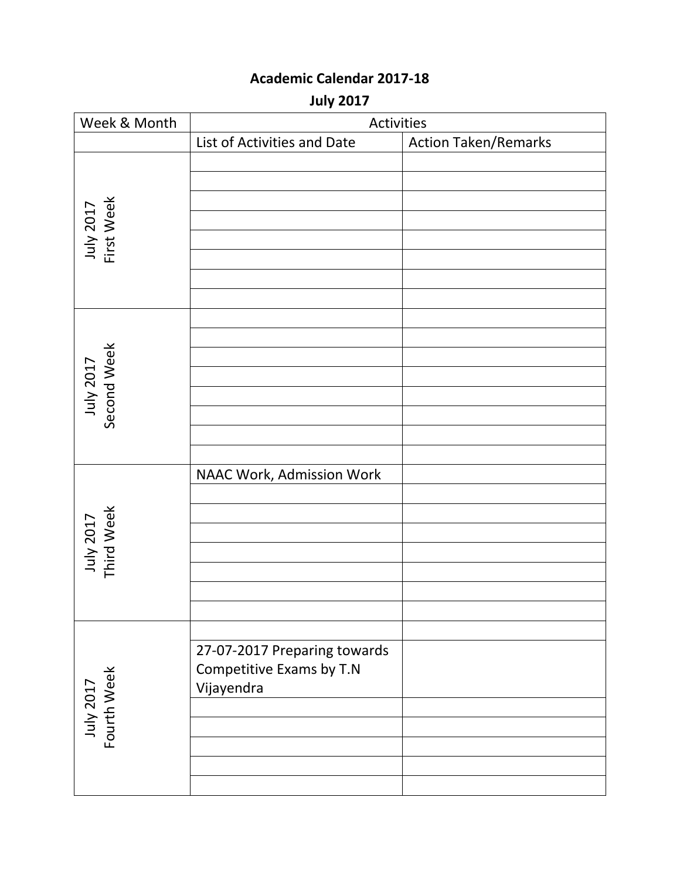# Academic Calendar 2017-18

## July 2017

| Week & Month | Activities | |
|---|---|---|
| | List of Activities and Date | Action Taken/Remarks |
| July 2017 First Week | | |
| | | |
| | | |
| | | |
| | | |
| | | |
| | | |
| | | |
| July 2017 Second Week | | |
| | | |
| | | |
| | | |
| | | |
| | | |
| | | |
| | | |
| July 2017 Third Week | NAAC Work, Admission Work | |
| | | |
| | | |
| | | |
| | | |
| | | |
| | | |
| | | |
| July 2017 Fourth Week | | |
| | 27-07-2017 Preparing towards Competitive Exams by T.N Vijayendra | |
| | | |
| | | |
| | | |
| | | |
| | | |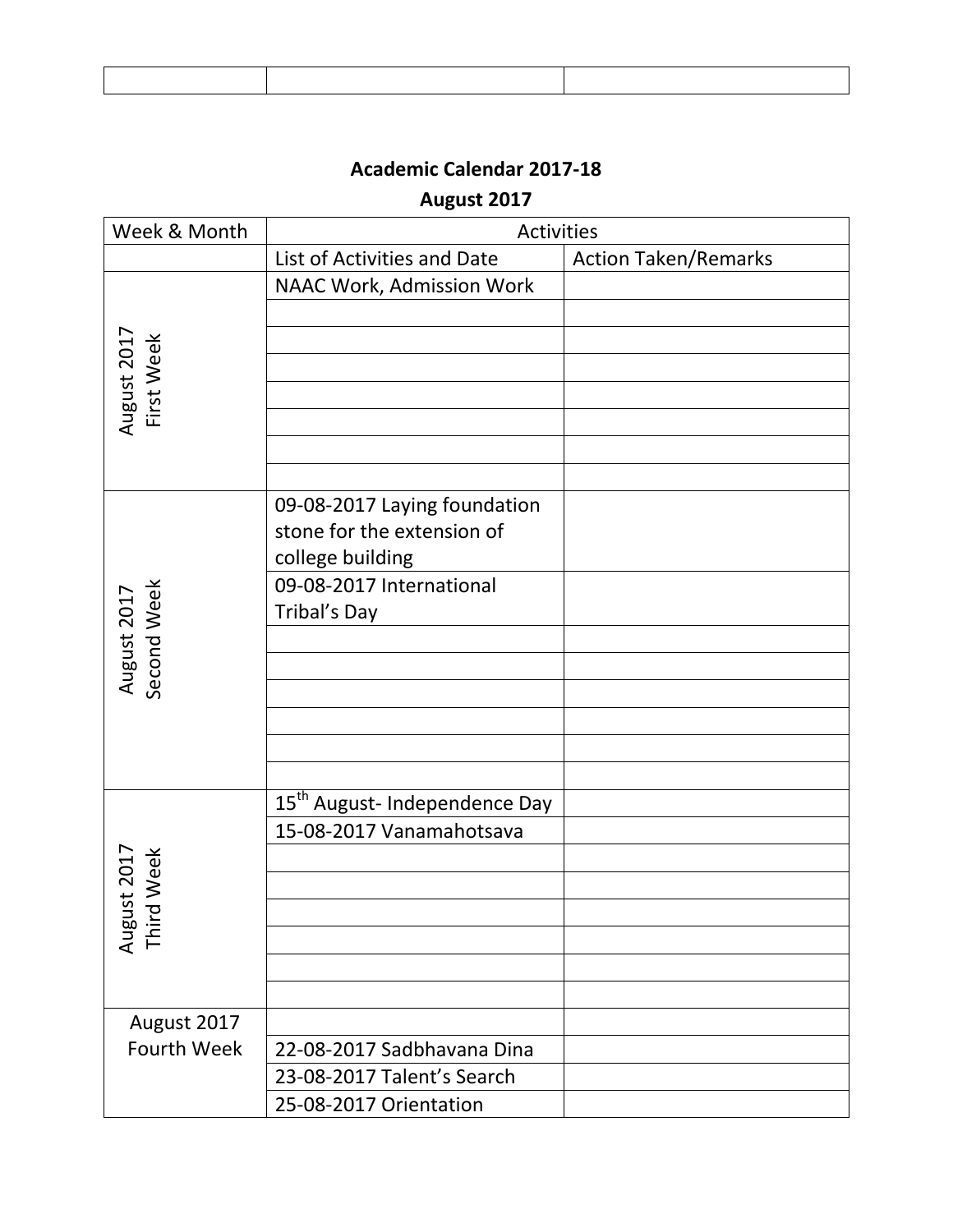| | | |
|---|---|---|
| | | |

**Academic Calendar 2017-18**

**August 2017**

| Week & Month | Activities | |
|---|---|---|
| | List of Activities and Date | Action Taken/Remarks |
| August 2017 First Week | NAAC Work, Admission Work | |
| | | |
| | | |
| | | |
| | | |
| | | |
| | | |
| | | |
| August 2017 Second Week | 09-08-2017 Laying foundation stone for the extension of college building | |
| | 09-08-2017 International Tribal's Day | |
| | | |
| | | |
| | | |
| | | |
| | | |
| | | |
| August 2017 Third Week | 15th August- Independence Day | |
| | 15-08-2017 Vanamahotsava | |
| | | |
| | | |
| | | |
| | | |
| | | |
| | | |
| August 2017 Fourth Week | | |
| | 22-08-2017 Sadbhavana Dina | |
| | 23-08-2017 Talent's Search | |
| | 25-08-2017 Orientation | |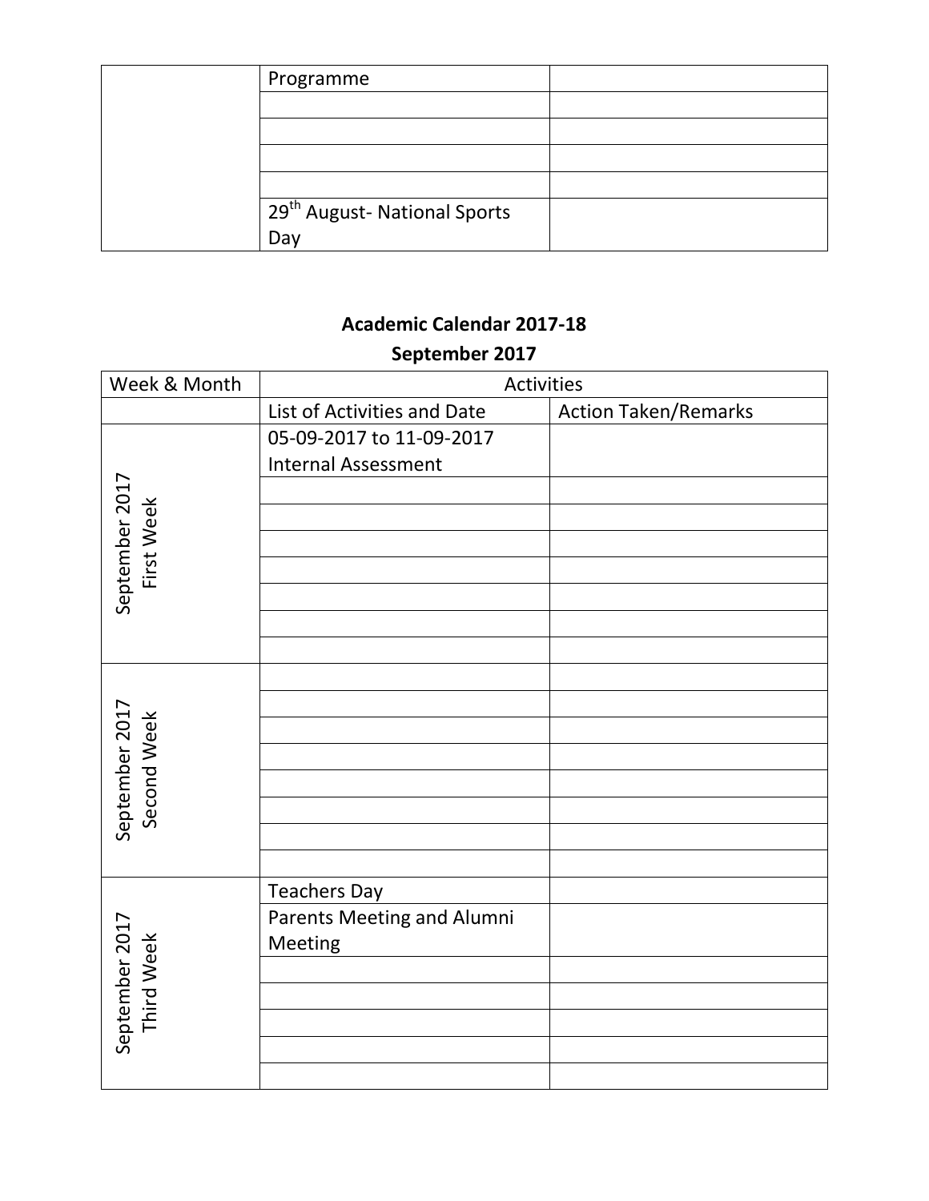| | Programme | |
|---|---|---|
| | | |
| | | |
| | | |
| | | |
| | 29th August- National Sports Day | |

**Academic Calendar 2017-18**

**September 2017**

| Week & Month | Activities | |
|---|---|---|
| | List of Activities and Date | Action Taken/Remarks |
| September 2017 First Week | 05-09-2017 to 11-09-2017 Internal Assessment | |
| | | |
| | | |
| | | |
| | | |
| | | |
| | | |
| | | |
| September 2017 Second Week | | |
| | | |
| | | |
| | | |
| | | |
| | | |
| | | |
| | | |
| September 2017 Third Week | Teachers Day | |
| | Parents Meeting and Alumni Meeting | |
| | | |
| | | |
| | | |
| | | |
| | | |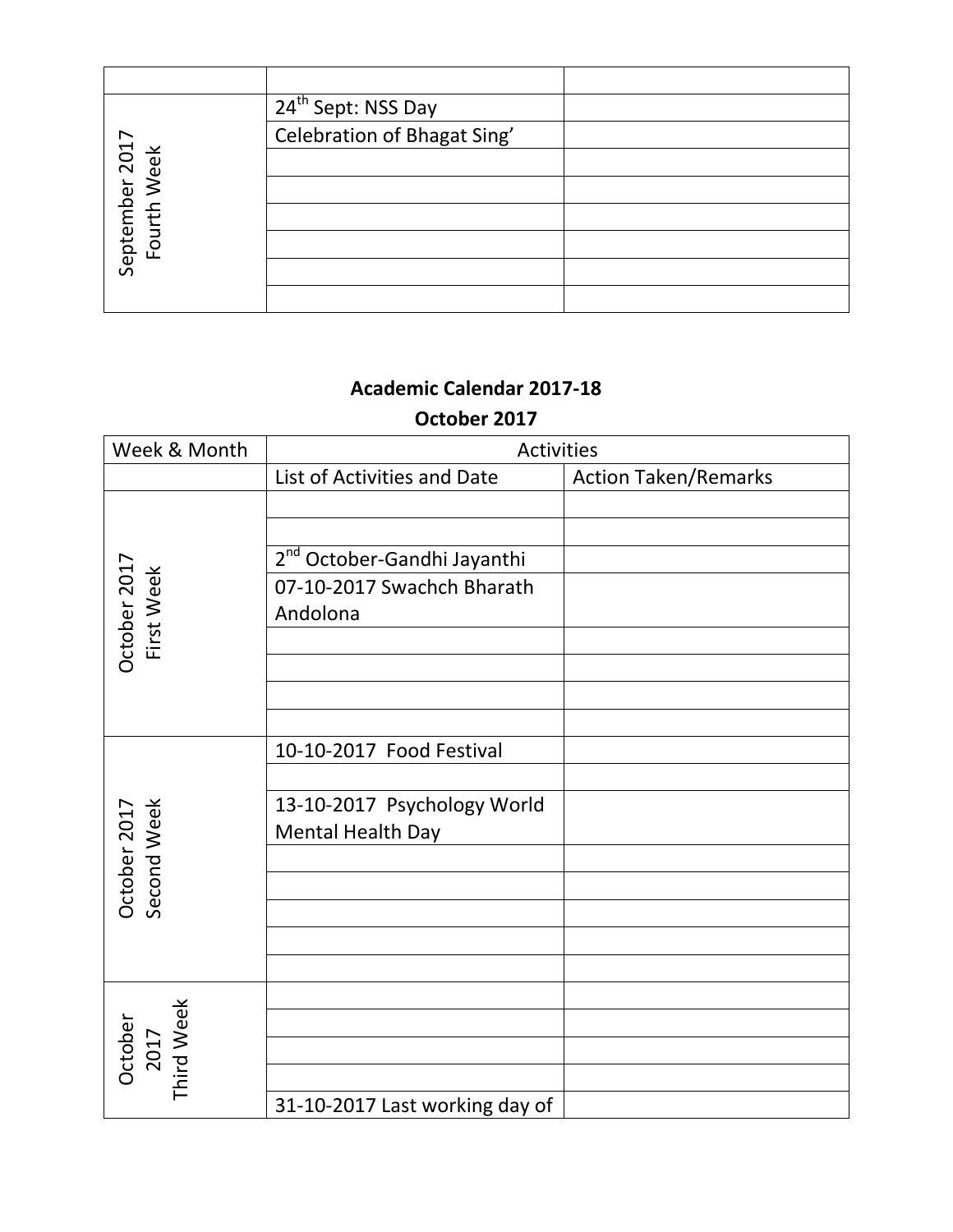| | | |
|---|---|---|
| | | |
| September 2017 Fourth Week | 24th Sept: NSS Day | |
| | Celebration of Bhagat Sing' | |
| | | |
| | | |
| | | |
| | | |
| | | |
| | | |

**Academic Calendar 2017-18**

**October 2017**

| Week & Month | Activities | |
|---|---|---|
| | List of Activities and Date | Action Taken/Remarks |
| October 2017 First Week | | |
| | | |
| | 2nd October-Gandhi Jayanthi | |
| | 07-10-2017 Swachch Bharath Andolona | |
| | | |
| | | |
| | | |
| | | |
| October 2017 Second Week | 10-10-2017 Food Festival | |
| | | |
| | 13-10-2017 Psychology World Mental Health Day | |
| | | |
| | | |
| | | |
| | | |
| | | |
| October 2017 Third Week | | |
| | | |
| | | |
| | | |
| | 31-10-2017 Last working day of | |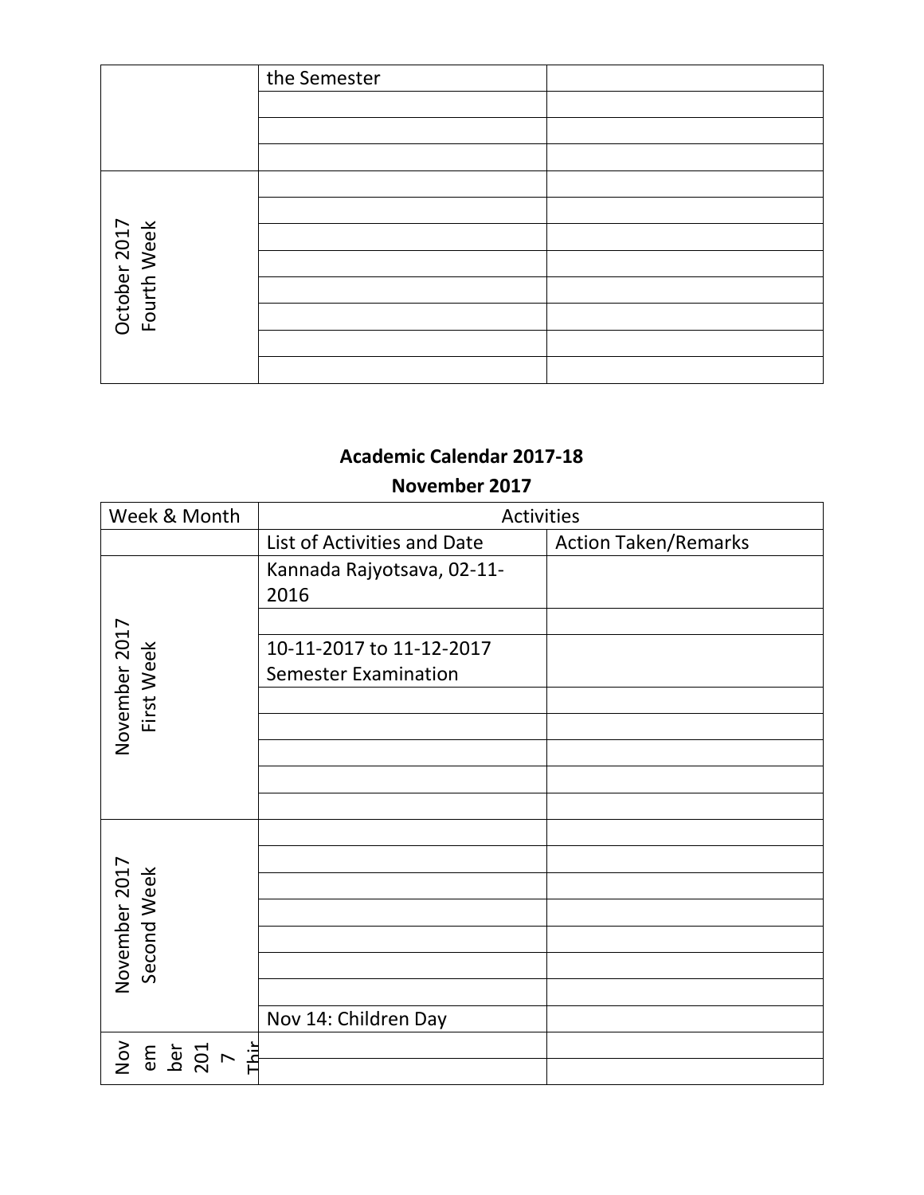| | | |
|---|---|---|
| | the Semester | |
| | | |
| | | |
| | | |
| October 2017 Fourth Week | | |
| | | |
| | | |
| | | |
| | | |
| | | |
| | | |
| | | |

**Academic Calendar 2017-18**

**November 2017**

| Week & Month | Activities | |
|---|---|---|
| | List of Activities and Date | Action Taken/Remarks |
| November 2017 First Week | Kannada Rajyotsava, 02-11-2016 | |
| | | |
| | 10-11-2017 to 11-12-2017 Semester Examination | |
| | | |
| | | |
| | | |
| | | |
| | | |
| November 2017 Second Week | | |
| | | |
| | | |
| | | |
| | | |
| | | |
| | | |
| | Nov 14: Children Day | |
| November 2017 Thir | | |
| | | |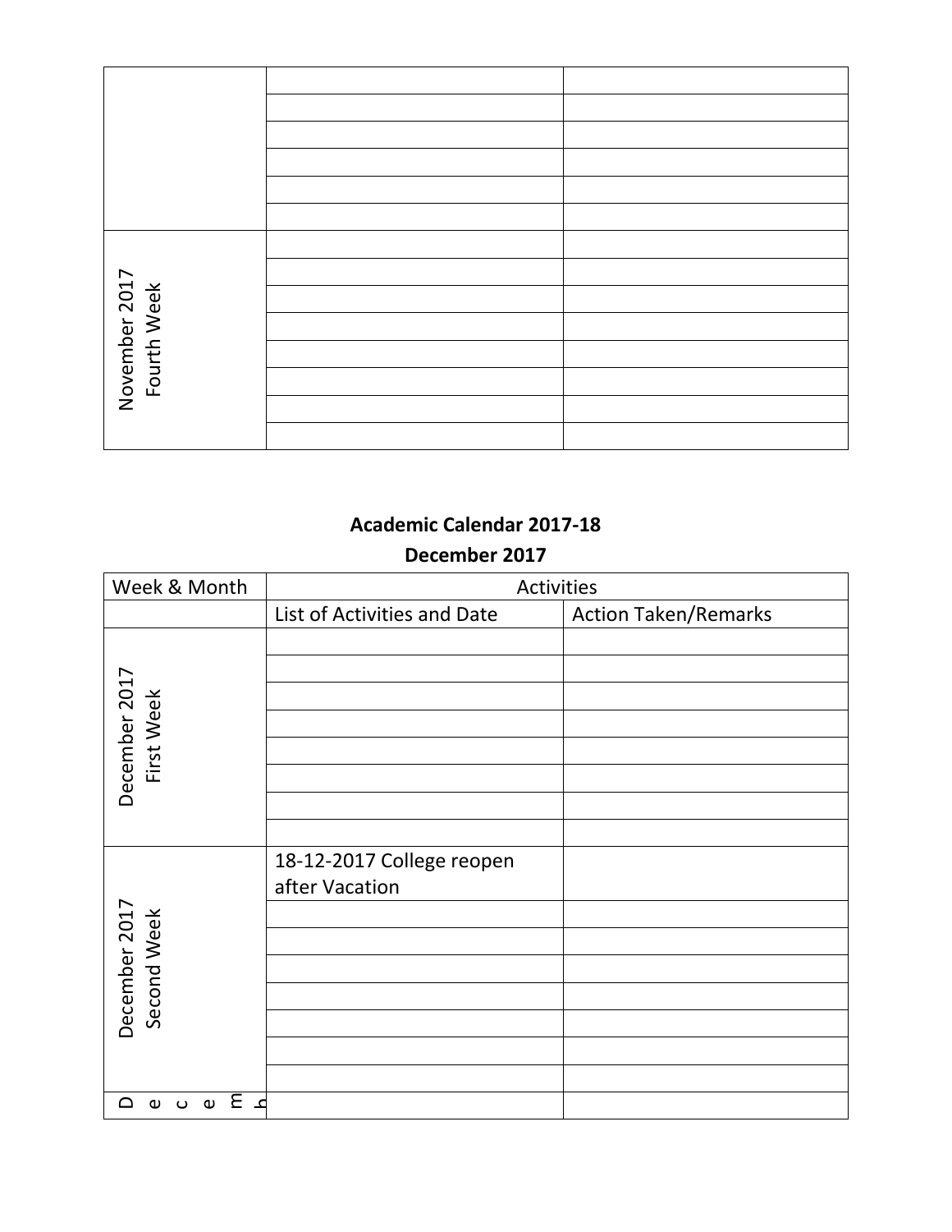| | | |
|---|---|---|
| | | |
| | | |
| | | |
| | | |
| | | |
| | | |
| November 2017 Fourth Week | | |
| | | |
| | | |
| | | |
| | | |
| | | |
| | | |
| | | |

**Academic Calendar 2017-18**

**December 2017**

| Week & Month | Activities | |
|---|---|---|
| | List of Activities and Date | Action Taken/Remarks |
| December 2017 First Week | | |
| | | |
| | | |
| | | |
| | | |
| | | |
| | | |
| | | |
| December 2017 Second Week | 18-12-2017 College reopen after Vacation | |
| | | |
| | | |
| | | |
| | | |
| | | |
| | | |
| | | |
| Decemb | | |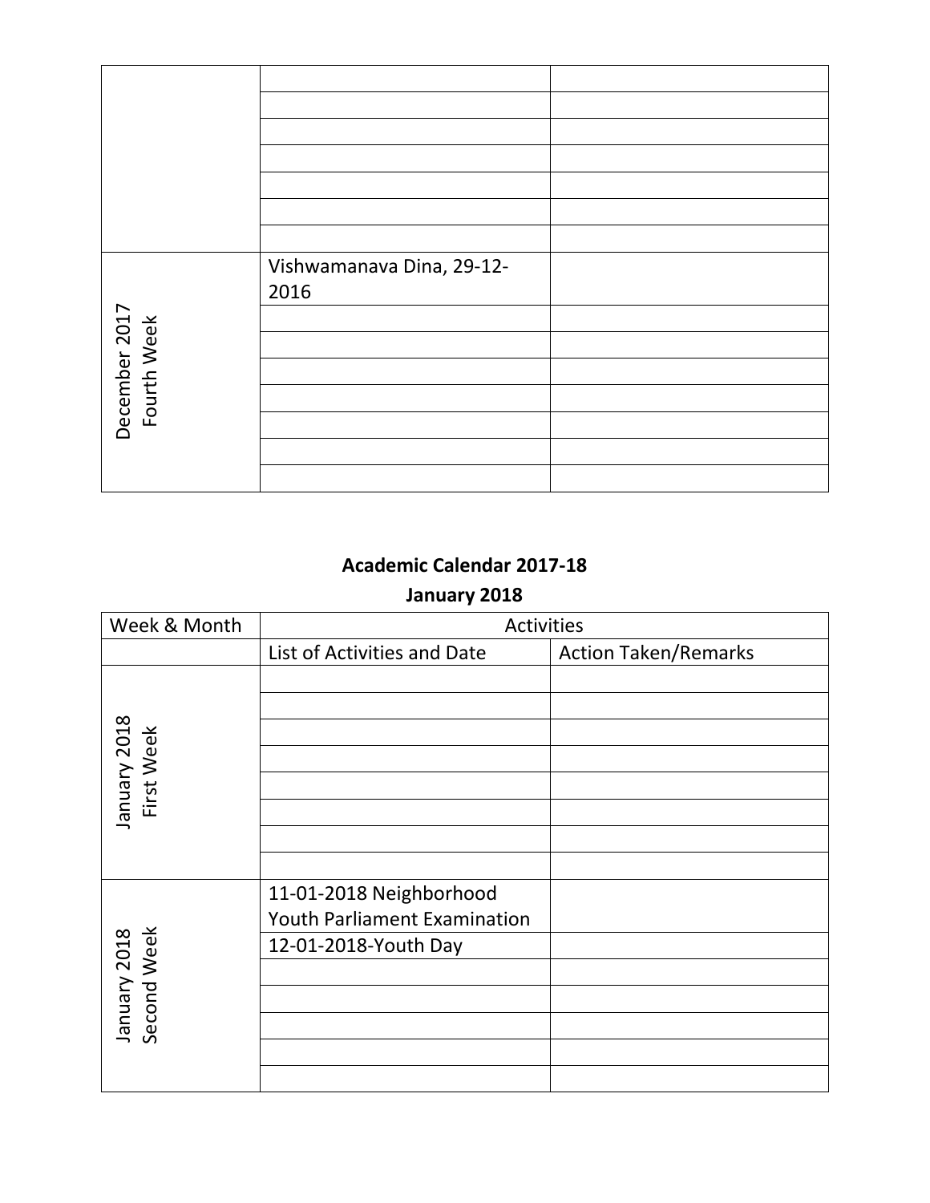| | | |
|---|---|---|
| | | |
| | | |
| | | |
| | | |
| | | |
| | | |
| | | |
| December 2017 Fourth Week | Vishwamanava Dina, 29-12-2016 | |
| | | |
| | | |
| | | |
| | | |
| | | |
| | | |
| | | |

**Academic Calendar 2017-18**

**January 2018**

| Week & Month | Activities | |
|---|---|---|
| | List of Activities and Date | Action Taken/Remarks |
| January 2018 First Week | | |
| | | |
| | | |
| | | |
| | | |
| | | |
| | | |
| | | |
| January 2018 Second Week | 11-01-2018 Neighborhood Youth Parliament Examination | |
| | 12-01-2018-Youth Day | |
| | | |
| | | |
| | | |
| | | |
| | | |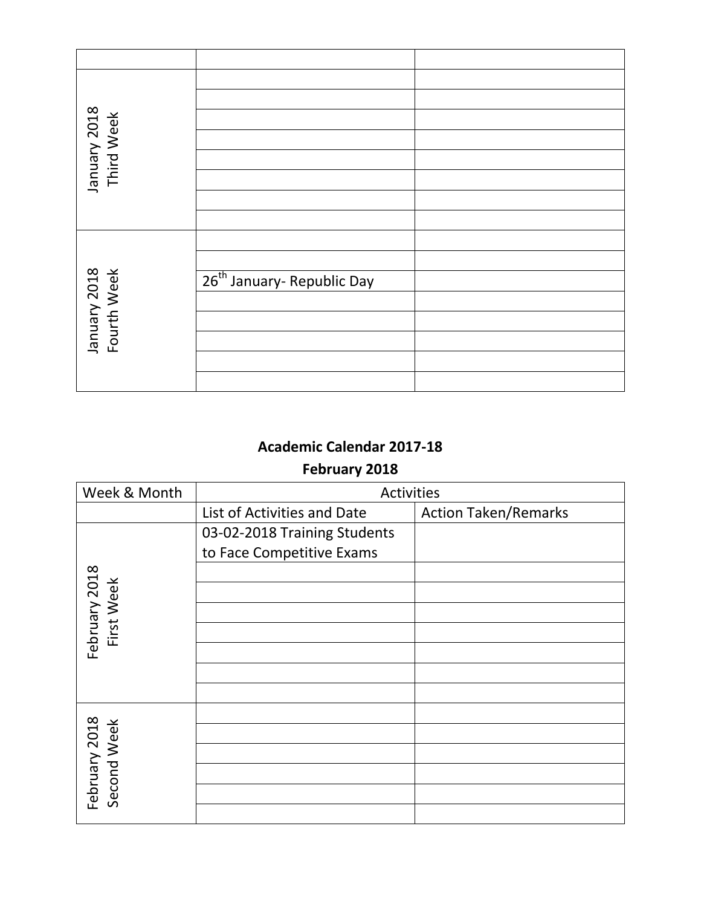| | | |
|---|---|---|
| January 2018 Third Week | | |
| | | |
| | | |
| | | |
| | | |
| | | |
| | | |
| | | |
| January 2018 Fourth Week | | |
| | | |
| | 26th January- Republic Day | |
| | | |
| | | |
| | | |
| | | |
| | | |

**Academic Calendar 2017-18**

**February 2018**

| Week & Month | Activities | |
|---|---|---|
| | List of Activities and Date | Action Taken/Remarks |
| February 2018 First Week | 03-02-2018 Training Students to Face Competitive Exams | |
| | | |
| | | |
| | | |
| | | |
| | | |
| | | |
| | | |
| February 2018 Second Week | | |
| | | |
| | | |
| | | |
| | | |
| | | |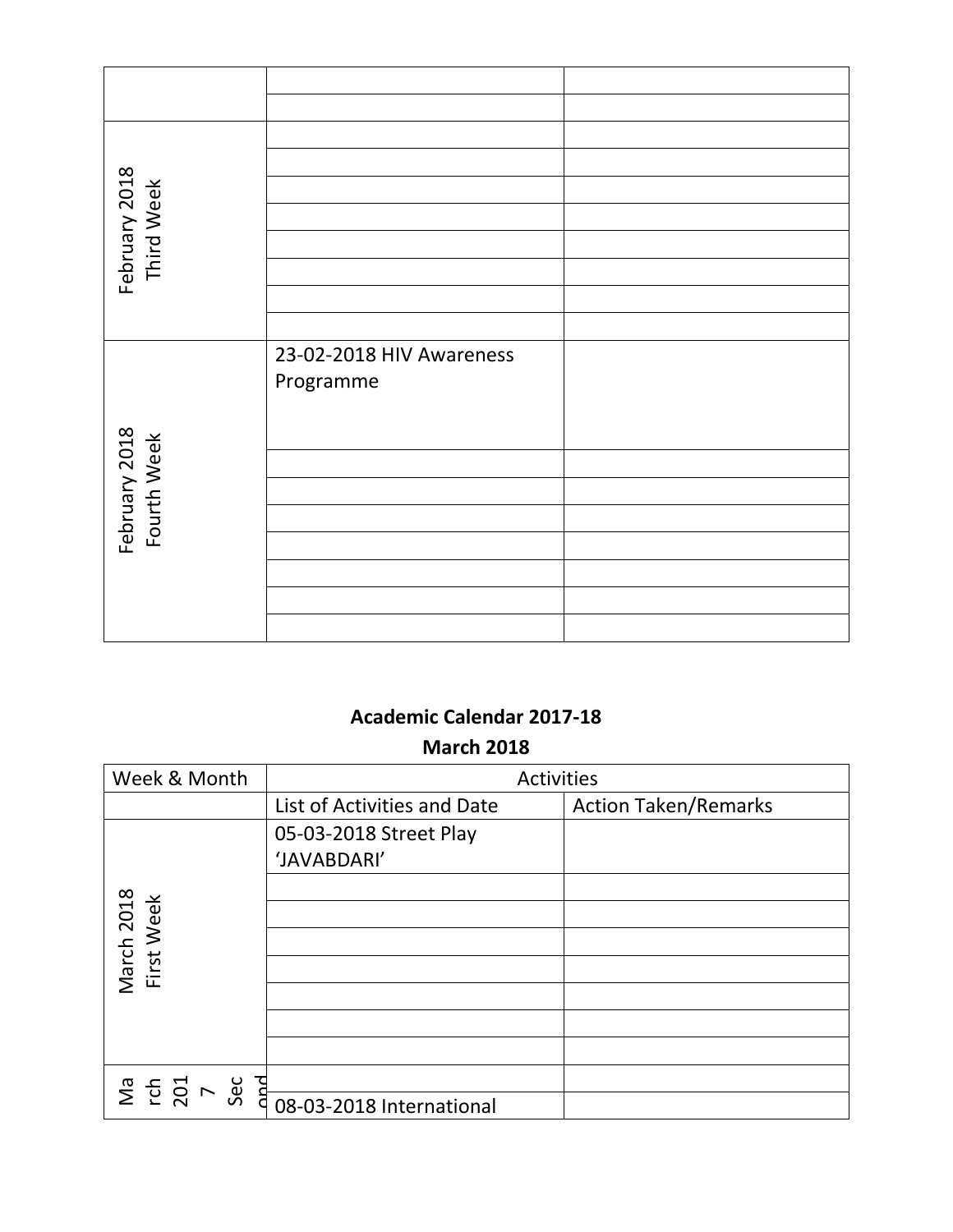| | | |
|---|---|---|
| | | |
| | | |
| February 2018 Third Week | | |
| | | |
| | | |
| | | |
| | | |
| | | |
| | | |
| | | |
| February 2018 Fourth Week | 23-02-2018 HIV Awareness Programme | |
| | | |
| | | |
| | | |
| | | |
| | | |
| | | |
| | | |

**Academic Calendar 2017-18**

**March 2018**

| Week & Month | Activities | |
|---|---|---|
| | List of Activities and Date | Action Taken/Remarks |
| March 2018 First Week | 05-03-2018 Street Play 'JAVABDARI' | |
| | | |
| | | |
| | | |
| | | |
| | | |
| | | |
| | | |
| March 2017 Second | | |
| | 08-03-2018 International | |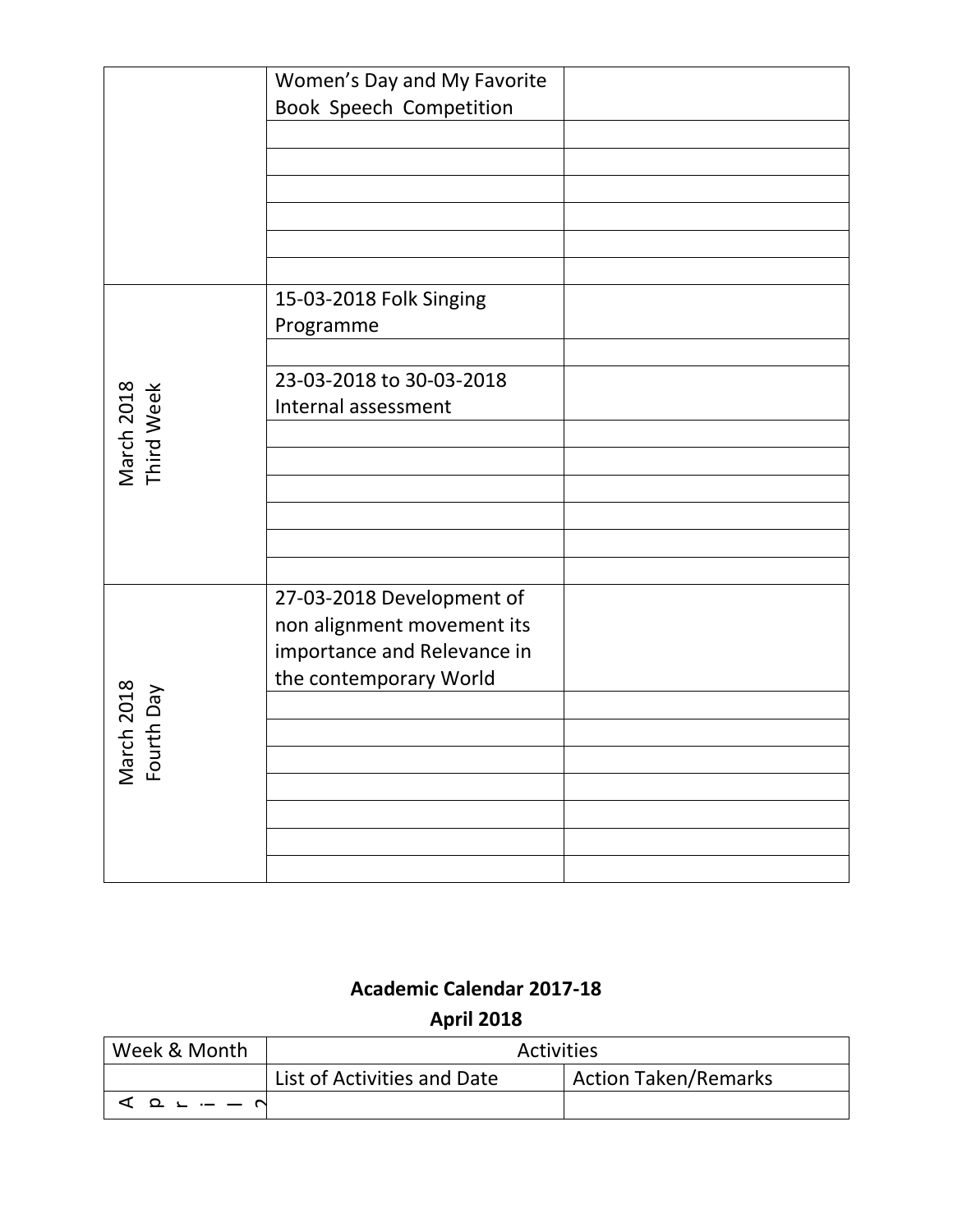| | | |
|---|---|---|
| | Women's Day and My Favorite Book Speech Competition | |
| | | |
| | | |
| | | |
| | | |
| | | |
| | | |
| March 2018 Third Week | 15-03-2018 Folk Singing Programme | |
| | | |
| | 23-03-2018 to 30-03-2018 Internal assessment | |
| | | |
| | | |
| | | |
| | | |
| | | |
| | | |
| March 2018 Fourth Day | 27-03-2018 Development of non alignment movement its importance and Relevance in the contemporary World | |
| | | |
| | | |
| | | |
| | | |
| | | |
| | | |
| | | |

**Academic Calendar 2017-18**

**April 2018**

| Week & Month | Activities | |
|---|---|---|
| | List of Activities and Date | Action Taken/Remarks |
| April 2 | | |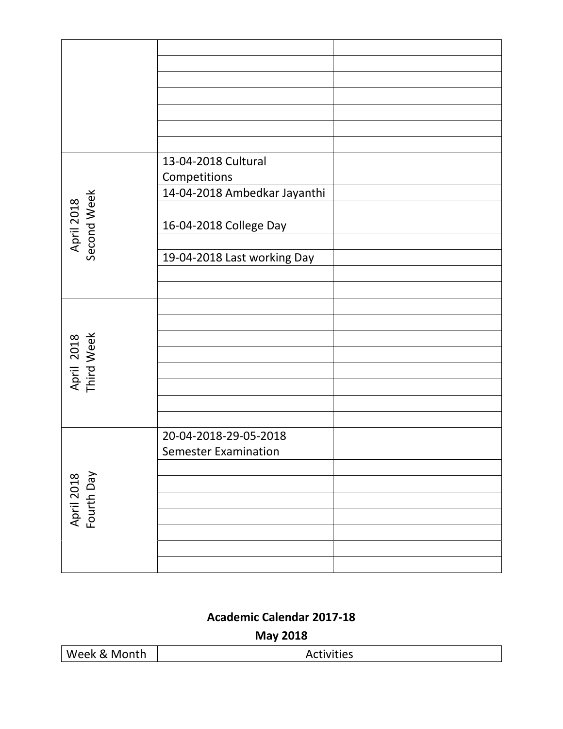| | | |
|---|---|---|
| | | |
| | | |
| | | |
| | | |
| | | |
| | | |
| | | |
| April 2018 Second Week | 13-04-2018 Cultural Competitions | |
| | 14-04-2018 Ambedkar Jayanthi | |
| | | |
| | 16-04-2018 College Day | |
| | | |
| | 19-04-2018 Last working Day | |
| | | |
| | | |
| April 2018 Third Week | | |
| | | |
| | | |
| | | |
| | | |
| | | |
| | | |
| | | |
| April 2018 Fourth Day | 20-04-2018-29-05-2018 Semester Examination | |
| | | |
| | | |
| | | |
| | | |
| | | |
| | | |
| | | |

**Academic Calendar 2017-18**

**May 2018**

| Week & Month | Activities |
|---|---|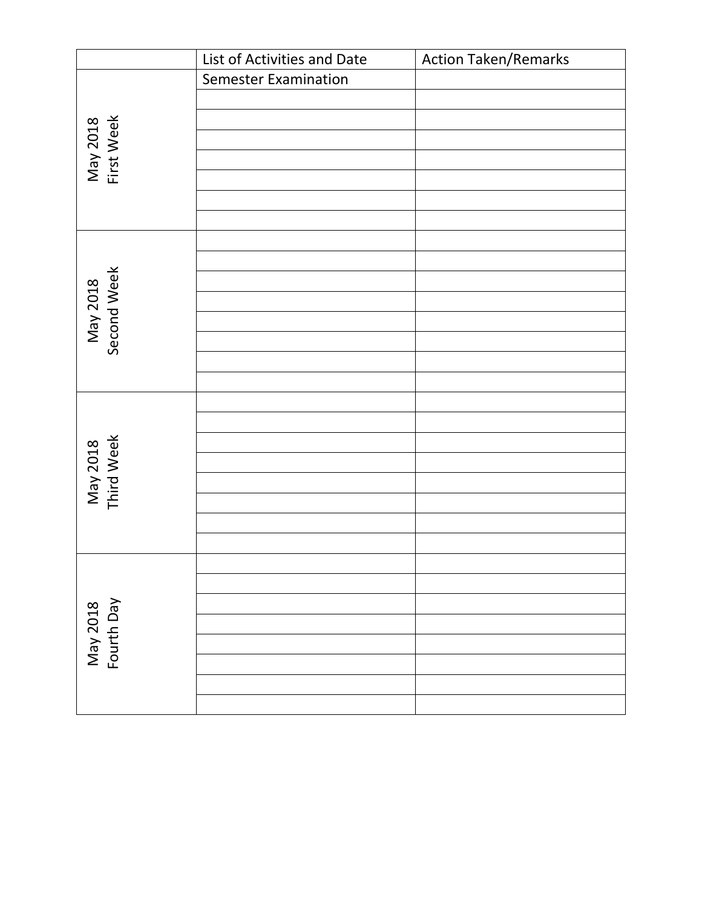| | List of Activities and Date | Action Taken/Remarks |
|---|---|---|
| May 2018 First Week | Semester Examination | |
| | | |
| | | |
| | | |
| | | |
| | | |
| | | |
| | | |
| May 2018 Second Week | | |
| | | |
| | | |
| | | |
| | | |
| | | |
| | | |
| | | |
| May 2018 Third Week | | |
| | | |
| | | |
| | | |
| | | |
| | | |
| | | |
| | | |
| May 2018 Fourth Day | | |
| | | |
| | | |
| | | |
| | | |
| | | |
| | | |
| | | |